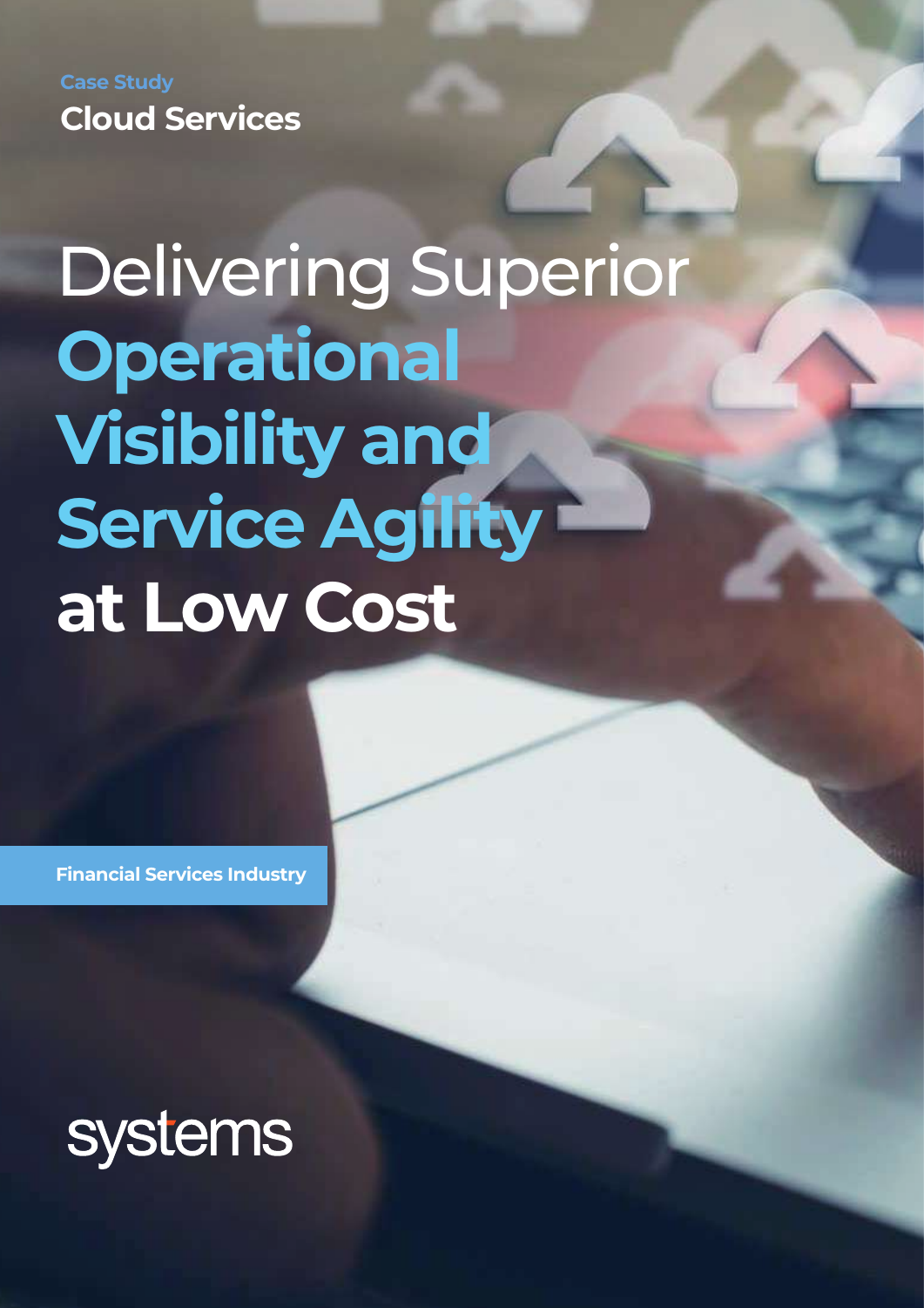Case Study

**Cloud Services**

# Delivering Superior **Operational Visibility and Service Agility at Low Cost**

**Financial Services Industry**

systems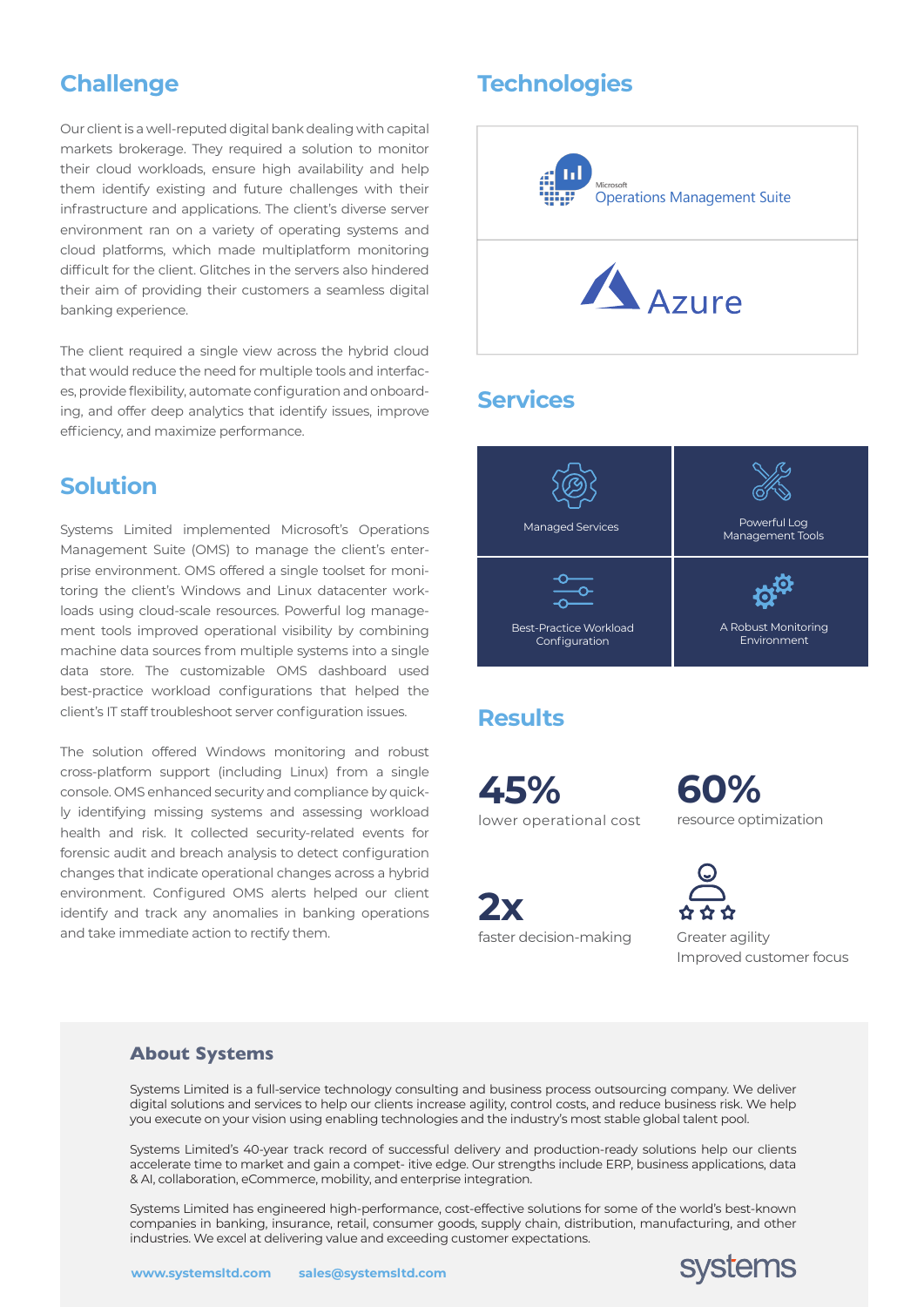## Challenge

Our client is a well-reputed digital bank dealing with capital markets brokerage. They required a solution to monitor their cloud workloads, ensure high availability and help them identify existing and future challenges with their infrastructure and applications. The client's diverse server environment ran on a variety of operating systems and cloud platforms, which made multiplatform monitoring difficult for the client. Glitches in the servers also hindered their aim of providing their customers a seamless digital banking experience.

The client required a single view across the hybrid cloud that would reduce the need for multiple tools and interfaces, provide flexibility, automate configuration and onboarding, and offer deep analytics that identify issues, improve efficiency, and maximize performance.

## Solution

Systems Limited implemented Microsoft's Operations Management Suite (OMS) to manage the client's enterprise environment. OMS offered a single toolset for monitoring the client's Windows and Linux datacenter workloads using cloud-scale resources. Powerful log management tools improved operational visibility by combining machine data sources from multiple systems into a single data store. The customizable OMS dashboard used best-practice workload configurations that helped the client's IT staff troubleshoot server configuration issues.

The solution offered Windows monitoring and robust cross-platform support (including Linux) from a single console. OMS enhanced security and compliance by quickly identifying missing systems and assessing workload health and risk. It collected security-related events for forensic audit and breach analysis to detect configuration changes that indicate operational changes across a hybrid environment. Configured OMS alerts helped our client identify and track any anomalies in banking operations and take immediate action to rectify them.

## Technologies

Microsoft Operations Management Suite

Azure

## Services

- Managed Services
- Powerful Log Management Tools
- Best-Practice Workload Configuration
- A Robust Monitoring Environment

## Results

**45%**
lower operational cost

**60%**
resource optimization

**2x**
faster decision-making

Greater agility
Improved customer focus

### About Systems

Systems Limited is a full-service technology consulting and business process outsourcing company. We deliver digital solutions and services to help our clients increase agility, control costs, and reduce business risk. We help you execute on your vision using enabling technologies and the industry's most stable global talent pool.

Systems Limited's 40-year track record of successful delivery and production-ready solutions help our clients accelerate time to market and gain a compet- itive edge. Our strengths include ERP, business applications, data & AI, collaboration, eCommerce, mobility, and enterprise integration.

Systems Limited has engineered high-performance, cost-effective solutions for some of the world's best-known companies in banking, insurance, retail, consumer goods, supply chain, distribution, manufacturing, and other industries. We excel at delivering value and exceeding customer expectations.

www.systemsltd.com    sales@systemsltd.com

systems